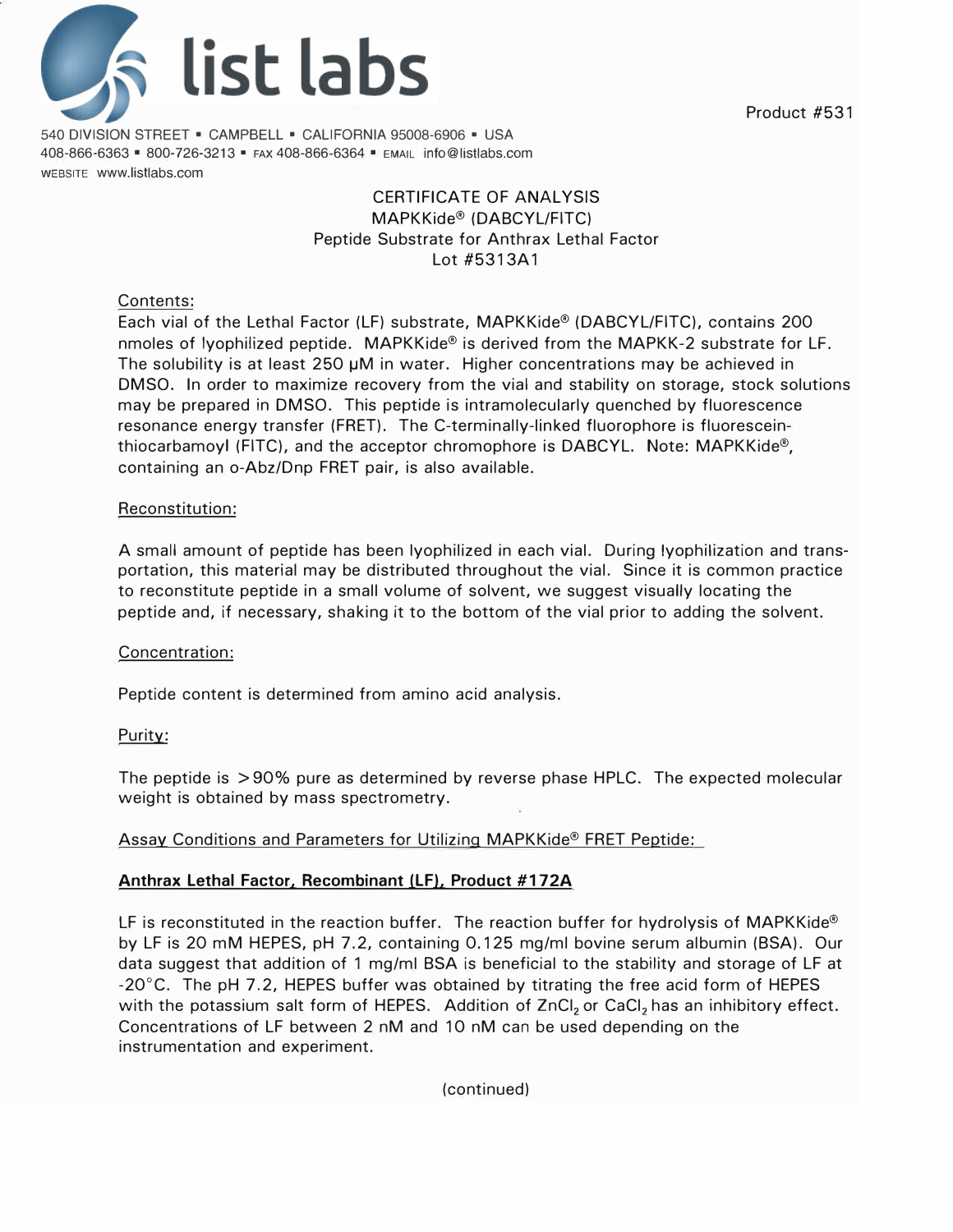# list labs

Product #531

540 DIVISION STREET ▪ CAMPBELL ▪ CALIFORNIA 95008-6906 ▪ USA
408-866-6363 ▪ 800-726-3213 ▪ FAX 408-866-6364 ▪ EMAIL info@listlabs.com
WEBSITE www.listlabs.com

## CERTIFICATE OF ANALYSIS
## MAPKKide® (DABCYL/FITC)
## Peptide Substrate for Anthrax Lethal Factor
## Lot #5313A1

### Contents:

Each vial of the Lethal Factor (LF) substrate, MAPKKide® (DABCYL/FITC), contains 200 nmoles of lyophilized peptide. MAPKKide® is derived from the MAPKK-2 substrate for LF. The solubility is at least 250 µM in water. Higher concentrations may be achieved in DMSO. In order to maximize recovery from the vial and stability on storage, stock solutions may be prepared in DMSO. This peptide is intramolecularly quenched by fluorescence resonance energy transfer (FRET). The C-terminally-linked fluorophore is fluorescein-thiocarbamoyl (FITC), and the acceptor chromophore is DABCYL. Note: MAPKKide®, containing an o-Abz/Dnp FRET pair, is also available.

### Reconstitution:

A small amount of peptide has been lyophilized in each vial. During lyophilization and transportation, this material may be distributed throughout the vial. Since it is common practice to reconstitute peptide in a small volume of solvent, we suggest visually locating the peptide and, if necessary, shaking it to the bottom of the vial prior to adding the solvent.

### Concentration:

Peptide content is determined from amino acid analysis.

### Purity:

The peptide is >90% pure as determined by reverse phase HPLC. The expected molecular weight is obtained by mass spectrometry.

### Assay Conditions and Parameters for Utilizing MAPKKide® FRET Peptide:

**Anthrax Lethal Factor, Recombinant (LF), Product #172A**

LF is reconstituted in the reaction buffer. The reaction buffer for hydrolysis of MAPKKide® by LF is 20 mM HEPES, pH 7.2, containing 0.125 mg/ml bovine serum albumin (BSA). Our data suggest that addition of 1 mg/ml BSA is beneficial to the stability and storage of LF at -20°C. The pH 7.2, HEPES buffer was obtained by titrating the free acid form of HEPES with the potassium salt form of HEPES. Addition of $ZnCl_2$ or $CaCl_2$ has an inhibitory effect. Concentrations of LF between 2 nM and 10 nM can be used depending on the instrumentation and experiment.

(continued)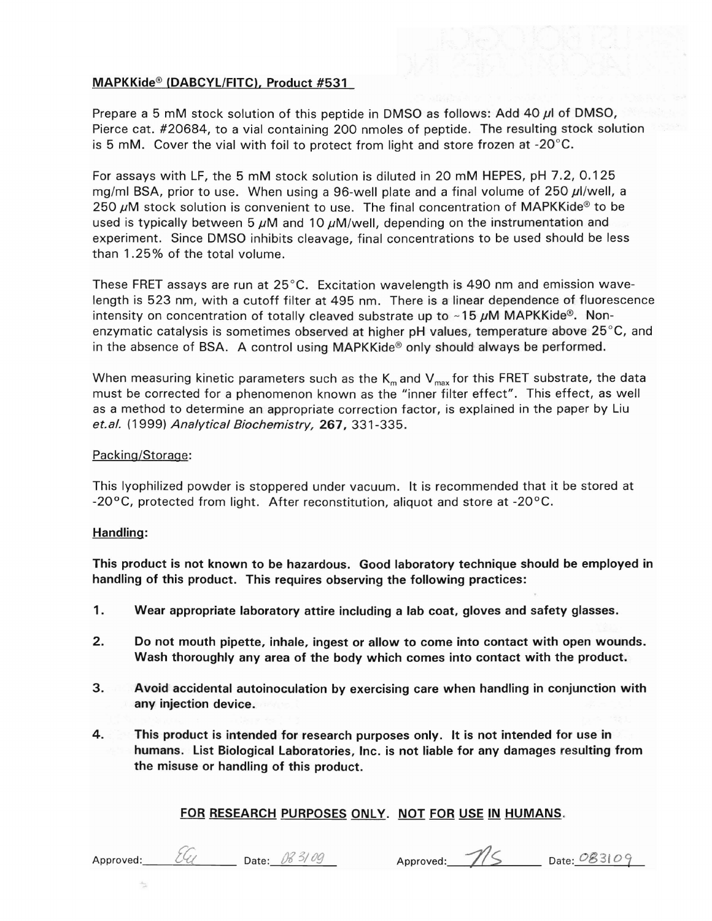**MAPKKide® (DABCYL/FITC), Product #531**

Prepare a 5 mM stock solution of this peptide in DMSO as follows: Add 40 µl of DMSO, Pierce cat. #20684, to a vial containing 200 nmoles of peptide. The resulting stock solution is 5 mM. Cover the vial with foil to protect from light and store frozen at -20°C.

For assays with LF, the 5 mM stock solution is diluted in 20 mM HEPES, pH 7.2, 0.125 mg/ml BSA, prior to use. When using a 96-well plate and a final volume of 250 µl/well, a 250 µM stock solution is convenient to use. The final concentration of MAPKKide® to be used is typically between 5 µM and 10 µM/well, depending on the instrumentation and experiment. Since DMSO inhibits cleavage, final concentrations to be used should be less than 1.25% of the total volume.

These FRET assays are run at 25°C. Excitation wavelength is 490 nm and emission wavelength is 523 nm, with a cutoff filter at 495 nm. There is a linear dependence of fluorescence intensity on concentration of totally cleaved substrate up to ~15 µM MAPKKide®. Non-enzymatic catalysis is sometimes observed at higher pH values, temperature above 25°C, and in the absence of BSA. A control using MAPKKide® only should always be performed.

When measuring kinetic parameters such as the $K_m$ and $V_{max}$ for this FRET substrate, the data must be corrected for a phenomenon known as the "inner filter effect". This effect, as well as a method to determine an appropriate correction factor, is explained in the paper by Liu *et.al.* (1999) *Analytical Biochemistry*, **267**, 331-335.

Packing/Storage:

This lyophilized powder is stoppered under vacuum. It is recommended that it be stored at -20°C, protected from light. After reconstitution, aliquot and store at -20°C.

**Handling:**

**This product is not known to be hazardous. Good laboratory technique should be employed in handling of this product. This requires observing the following practices:**

1. **Wear appropriate laboratory attire including a lab coat, gloves and safety glasses.**
2. **Do not mouth pipette, inhale, ingest or allow to come into contact with open wounds. Wash thoroughly any area of the body which comes into contact with the product.**
3. **Avoid accidental autoinoculation by exercising care when handling in conjunction with any injection device.**
4. **This product is intended for research purposes only. It is not intended for use in humans. List Biological Laboratories, Inc. is not liable for any damages resulting from the misuse or handling of this product.**

**FOR RESEARCH PURPOSES ONLY. NOT FOR USE IN HUMANS.**

Approved: EG Date: 08 31 09 Approved: MS Date: 083109